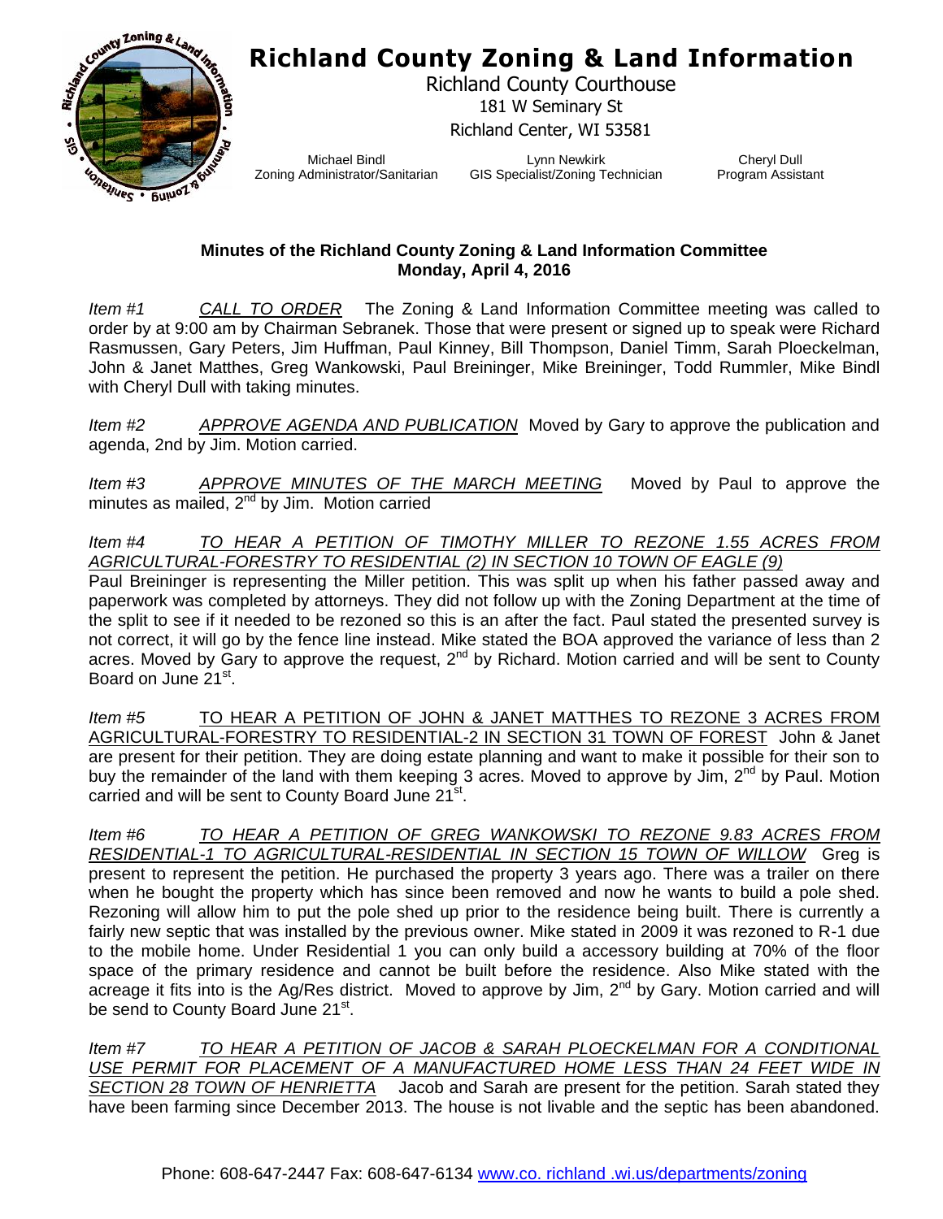# Richland County Zoning & Land Information

Richland County Courthouse
181 W Seminary St
Richland Center, WI 53581

Michael Bindl
Zoning Administrator/Sanitarian

Lynn Newkirk
GIS Specialist/Zoning Technician

Cheryl Dull
Program Assistant

**Minutes of the Richland County Zoning & Land Information Committee**
**Monday, April 4, 2016**

*Item #1* *CALL TO ORDER* The Zoning & Land Information Committee meeting was called to order by at 9:00 am by Chairman Sebranek. Those that were present or signed up to speak were Richard Rasmussen, Gary Peters, Jim Huffman, Paul Kinney, Bill Thompson, Daniel Timm, Sarah Ploeckelman, John & Janet Matthes, Greg Wankowski, Paul Breininger, Mike Breininger, Todd Rummler, Mike Bindl with Cheryl Dull with taking minutes.

*Item #2* *APPROVE AGENDA AND PUBLICATION* Moved by Gary to approve the publication and agenda, 2nd by Jim. Motion carried.

*Item #3* *APPROVE MINUTES OF THE MARCH MEETING* Moved by Paul to approve the minutes as mailed, 2nd by Jim. Motion carried

*Item #4* *TO HEAR A PETITION OF TIMOTHY MILLER TO REZONE 1.55 ACRES FROM AGRICULTURAL-FORESTRY TO RESIDENTIAL (2) IN SECTION 10 TOWN OF EAGLE (9)*
Paul Breininger is representing the Miller petition. This was split up when his father passed away and paperwork was completed by attorneys. They did not follow up with the Zoning Department at the time of the split to see if it needed to be rezoned so this is an after the fact. Paul stated the presented survey is not correct, it will go by the fence line instead. Mike stated the BOA approved the variance of less than 2 acres. Moved by Gary to approve the request, 2nd by Richard. Motion carried and will be sent to County Board on June 21st.

*Item #5* TO HEAR A PETITION OF JOHN & JANET MATTHES TO REZONE 3 ACRES FROM AGRICULTURAL-FORESTRY TO RESIDENTIAL-2 IN SECTION 31 TOWN OF FOREST John & Janet are present for their petition. They are doing estate planning and want to make it possible for their son to buy the remainder of the land with them keeping 3 acres. Moved to approve by Jim, 2nd by Paul. Motion carried and will be sent to County Board June 21st.

*Item #6* *TO HEAR A PETITION OF GREG WANKOWSKI TO REZONE 9.83 ACRES FROM RESIDENTIAL-1 TO AGRICULTURAL-RESIDENTIAL IN SECTION 15 TOWN OF WILLOW* Greg is present to represent the petition. He purchased the property 3 years ago. There was a trailer on there when he bought the property which has since been removed and now he wants to build a pole shed. Rezoning will allow him to put the pole shed up prior to the residence being built. There is currently a fairly new septic that was installed by the previous owner. Mike stated in 2009 it was rezoned to R-1 due to the mobile home. Under Residential 1 you can only build a accessory building at 70% of the floor space of the primary residence and cannot be built before the residence. Also Mike stated with the acreage it fits into is the Ag/Res district. Moved to approve by Jim, 2nd by Gary. Motion carried and will be send to County Board June 21st.

*Item #7* *TO HEAR A PETITION OF JACOB & SARAH PLOECKELMAN FOR A CONDITIONAL USE PERMIT FOR PLACEMENT OF A MANUFACTURED HOME LESS THAN 24 FEET WIDE IN SECTION 28 TOWN OF HENRIETTA* Jacob and Sarah are present for the petition. Sarah stated they have been farming since December 2013. The house is not livable and the septic has been abandoned.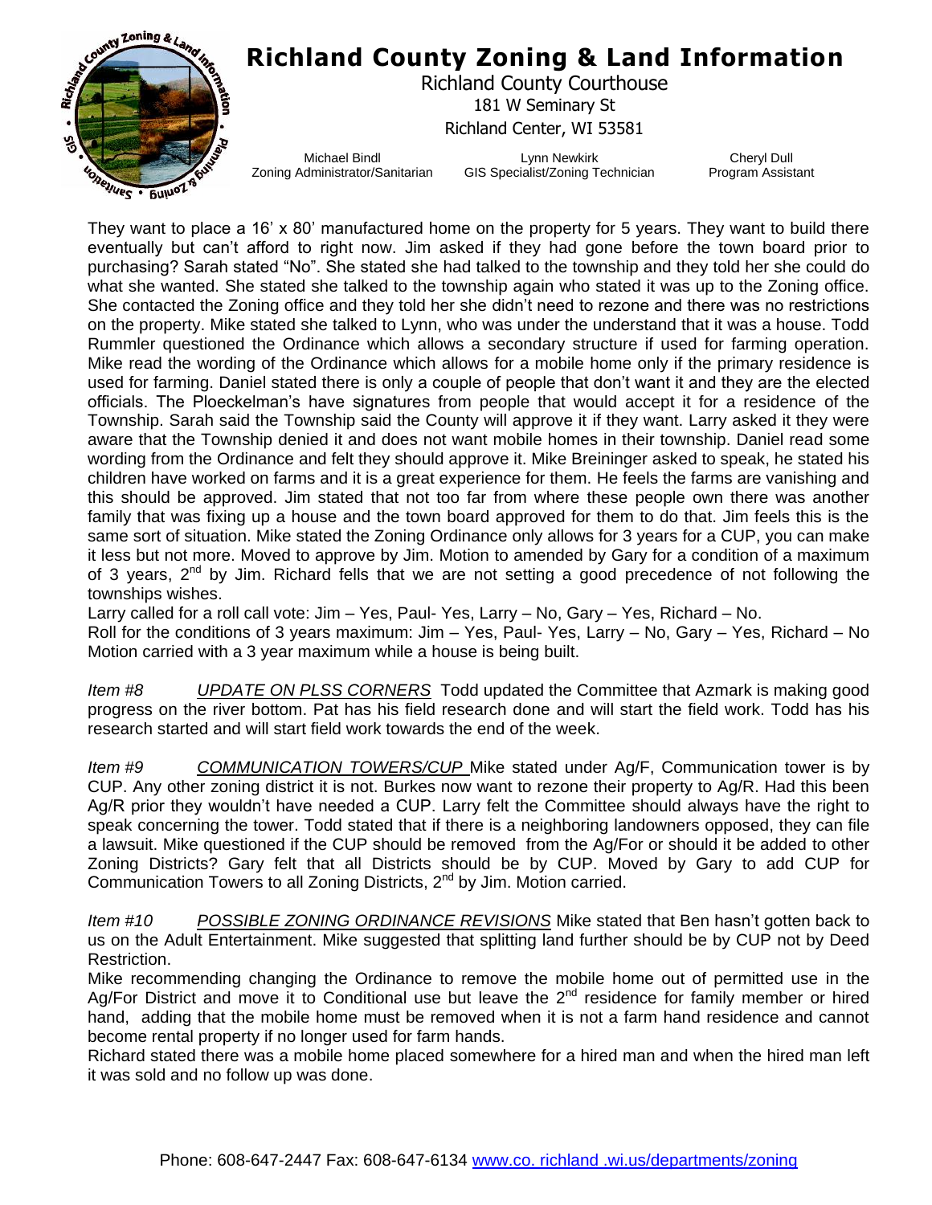They want to place a 16' x 80' manufactured home on the property for 5 years. They want to build there eventually but can't afford to right now. Jim asked if they had gone before the town board prior to purchasing? Sarah stated "No". She stated she had talked to the township and they told her she could do what she wanted. She stated she talked to the township again who stated it was up to the Zoning office. She contacted the Zoning office and they told her she didn't need to rezone and there was no restrictions on the property. Mike stated she talked to Lynn, who was under the understand that it was a house. Todd Rummler questioned the Ordinance which allows a secondary structure if used for farming operation. Mike read the wording of the Ordinance which allows for a mobile home only if the primary residence is used for farming. Daniel stated there is only a couple of people that don't want it and they are the elected officials. The Ploeckelman's have signatures from people that would accept it for a residence of the Township. Sarah said the Township said the County will approve it if they want. Larry asked it they were aware that the Township denied it and does not want mobile homes in their township. Daniel read some wording from the Ordinance and felt they should approve it. Mike Breininger asked to speak, he stated his children have worked on farms and it is a great experience for them. He feels the farms are vanishing and this should be approved. Jim stated that not too far from where these people own there was another family that was fixing up a house and the town board approved for them to do that. Jim feels this is the same sort of situation. Mike stated the Zoning Ordinance only allows for 3 years for a CUP, you can make it less but not more. Moved to approve by Jim. Motion to amended by Gary for a condition of a maximum of 3 years, 2nd by Jim. Richard fells that we are not setting a good precedence of not following the townships wishes.

Larry called for a roll call vote: Jim – Yes, Paul- Yes, Larry – No, Gary – Yes, Richard – No.
Roll for the conditions of 3 years maximum: Jim – Yes, Paul- Yes, Larry – No, Gary – Yes, Richard – No
Motion carried with a 3 year maximum while a house is being built.

*Item #8* <u>UPDATE ON PLSS CORNERS</u> Todd updated the Committee that Azmark is making good progress on the river bottom. Pat has his field research done and will start the field work. Todd has his research started and will start field work towards the end of the week.

*Item #9* <u>COMMUNICATION TOWERS/CUP</u> Mike stated under Ag/F, Communication tower is by CUP. Any other zoning district it is not. Burkes now want to rezone their property to Ag/R. Had this been Ag/R prior they wouldn't have needed a CUP. Larry felt the Committee should always have the right to speak concerning the tower. Todd stated that if there is a neighboring landowners opposed, they can file a lawsuit. Mike questioned if the CUP should be removed from the Ag/For or should it be added to other Zoning Districts? Gary felt that all Districts should be by CUP. Moved by Gary to add CUP for Communication Towers to all Zoning Districts, 2nd by Jim. Motion carried.

*Item #10* <u>POSSIBLE ZONING ORDINANCE REVISIONS</u> Mike stated that Ben hasn't gotten back to us on the Adult Entertainment. Mike suggested that splitting land further should be by CUP not by Deed Restriction.
Mike recommending changing the Ordinance to remove the mobile home out of permitted use in the Ag/For District and move it to Conditional use but leave the 2nd residence for family member or hired hand, adding that the mobile home must be removed when it is not a farm hand residence and cannot become rental property if no longer used for farm hands.
Richard stated there was a mobile home placed somewhere for a hired man and when the hired man left it was sold and no follow up was done.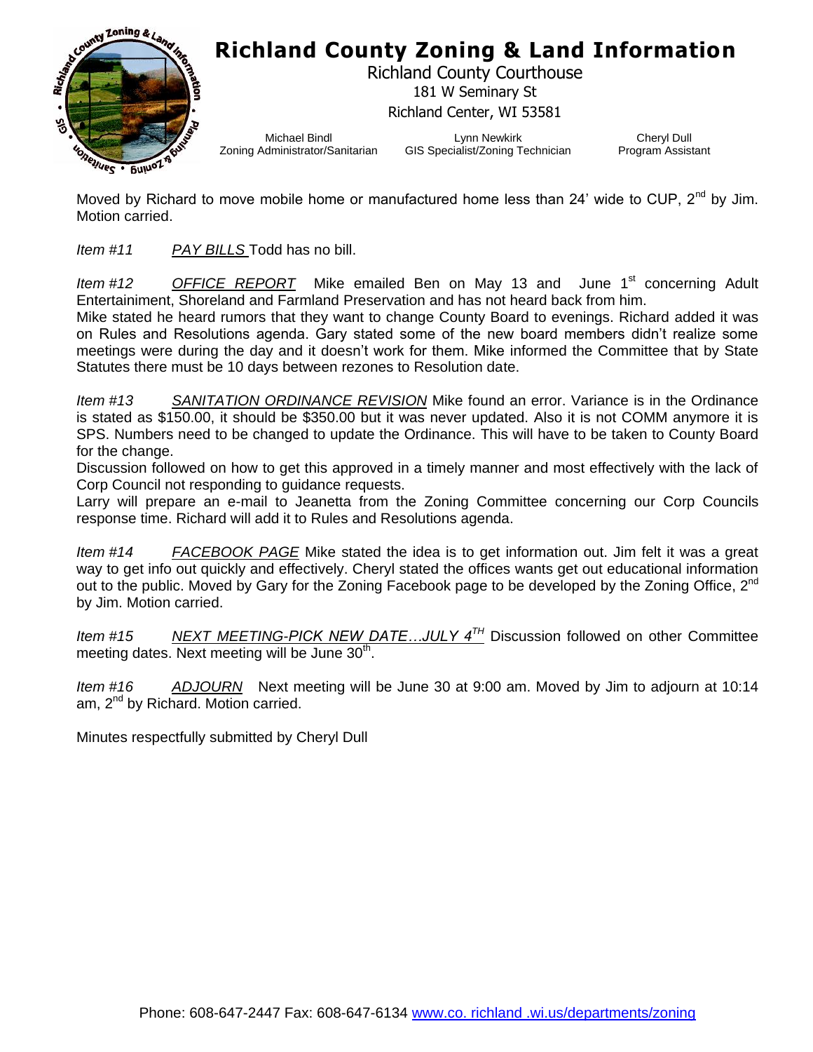# Richland County Zoning & Land Information

Richland County Courthouse
181 W Seminary St
Richland Center, WI 53581

| | | |
|---|---|---|
| Michael Bindl<br>Zoning Administrator/Sanitarian | Lynn Newkirk<br>GIS Specialist/Zoning Technician | Cheryl Dull<br>Program Assistant |

Moved by Richard to move mobile home or manufactured home less than 24' wide to CUP, 2nd by Jim. Motion carried.

*Item #11* *PAY BILLS* Todd has no bill.

*Item #12* *OFFICE REPORT* Mike emailed Ben on May 13 and June 1st concerning Adult Entertainiment, Shoreland and Farmland Preservation and has not heard back from him.
Mike stated he heard rumors that they want to change County Board to evenings. Richard added it was on Rules and Resolutions agenda. Gary stated some of the new board members didn't realize some meetings were during the day and it doesn't work for them. Mike informed the Committee that by State Statutes there must be 10 days between rezones to Resolution date.

*Item #13* *SANITATION ORDINANCE REVISION* Mike found an error. Variance is in the Ordinance is stated as $150.00, it should be $350.00 but it was never updated. Also it is not COMM anymore it is SPS. Numbers need to be changed to update the Ordinance. This will have to be taken to County Board for the change.
Discussion followed on how to get this approved in a timely manner and most effectively with the lack of Corp Council not responding to guidance requests.
Larry will prepare an e-mail to Jeanetta from the Zoning Committee concerning our Corp Councils response time. Richard will add it to Rules and Resolutions agenda.

*Item #14* *FACEBOOK PAGE* Mike stated the idea is to get information out. Jim felt it was a great way to get info out quickly and effectively. Cheryl stated the offices wants get out educational information out to the public. Moved by Gary for the Zoning Facebook page to be developed by the Zoning Office, 2nd by Jim. Motion carried.

*Item #15* *NEXT MEETING-PICK NEW DATE…JULY 4TH* Discussion followed on other Committee meeting dates. Next meeting will be June 30th.

*Item #16* *ADJOURN* Next meeting will be June 30 at 9:00 am. Moved by Jim to adjourn at 10:14 am, 2nd by Richard. Motion carried.

Minutes respectfully submitted by Cheryl Dull

Phone: 608-647-2447 Fax: 608-647-6134 www.co. richland .wi.us/departments/zoning